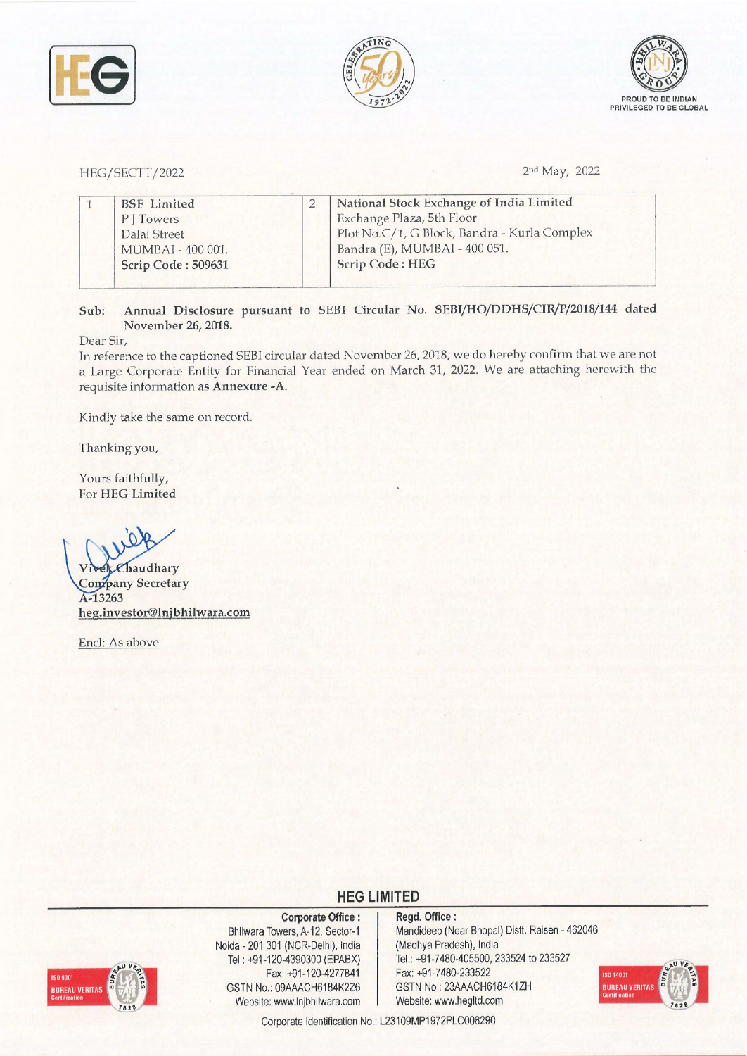HEG/SECTT/2022

2nd May, 2022

| 1 | **BSE Limited**<br>P J Towers<br>Dalal Street<br>MUMBAI - 400 001.<br>**Scrip Code : 509631** | 2 | **National Stock Exchange of India Limited**<br>Exchange Plaza, 5th Floor<br>Plot No.C/1, G Block, Bandra - Kurla Complex<br>Bandra (E), MUMBAI - 400 051.<br>**Scrip Code : HEG** |
|---|---|---|---|

**Sub: Annual Disclosure pursuant to SEBI Circular No. SEBI/HO/DDHS/CIR/P/2018/144 dated November 26, 2018.**

Dear Sir,

In reference to the captioned SEBI circular dated November 26, 2018, we do hereby confirm that we are not a Large Corporate Entity for Financial Year ended on March 31, 2022. We are attaching herewith the requisite information as **Annexure -A**.

Kindly take the same on record.

Thanking you,

Yours faithfully,
For **HEG Limited**

**Vivek Chaudhary**
**Company Secretary**
**A-13263**
**heg.investor@lnjbhilwara.com**

Encl: As above

**HEG LIMITED**

**Corporate Office :**
Bhilwara Towers, A-12, Sector-1
Noida - 201 301 (NCR-Delhi), India
Tel.: +91-120-4390300 (EPABX)
Fax: +91-120-4277841
GSTN No.: 09AAACH6184K2Z6
Website: www.lnjbhilwara.com

**Regd. Office :**
Mandideep (Near Bhopal) Distt. Raisen - 462046
(Madhya Pradesh), India
Tel.: +91-7480-405500, 233524 to 233527
Fax: +91-7480-233522
GSTN No.: 23AAACH6184K1ZH
Website: www.hegltd.com

Corporate Identification No.: L23109MP1972PLC008290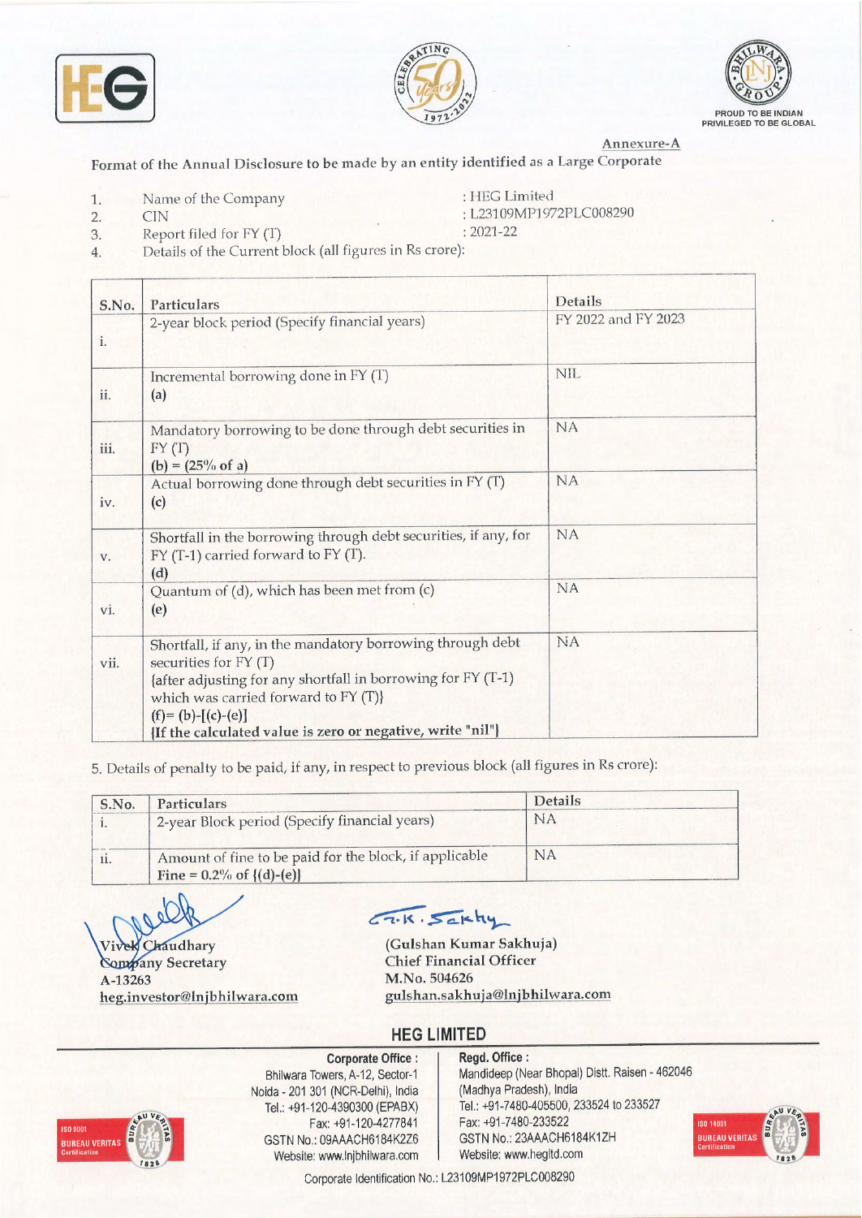Annexure-A

Format of the Annual Disclosure to be made by an entity identified as a Large Corporate

1. Name of the Company : HEG Limited
2. CIN : L23109MP1972PLC008290
3. Report filed for FY (T) : 2021-22
4. Details of the Current block (all figures in Rs crore):

| S.No. | Particulars | Details |
|---|---|---|
| i. | 2-year block period (Specify financial years) | FY 2022 and FY 2023 |
| ii. | Incremental borrowing done in FY (T)<br>**(a)** | NIL |
| iii. | Mandatory borrowing to be done through debt securities in FY (T)<br>**(b) = (25% of a)** | NA |
| iv. | Actual borrowing done through debt securities in FY (T)<br>**(c)** | NA |
| v. | Shortfall in the borrowing through debt securities, if any, for FY (T-1) carried forward to FY (T).<br>**(d)** | NA |
| vi. | Quantum of (d), which has been met from (c)<br>**(e)** | NA |
| vii. | Shortfall, if any, in the mandatory borrowing through debt securities for FY (T)<br>{after adjusting for any shortfall in borrowing for FY (T-1) which was carried forward to FY (T)}<br>**(f)= (b)-[(c)-(e)]**<br>**{If the calculated value is zero or negative, write "nil"}** | NA |

5. Details of penalty to be paid, if any, in respect to previous block (all figures in Rs crore):

| S.No. | Particulars | Details |
|---|---|---|
| i. | 2-year Block period (Specify financial years) | NA |
| ii. | Amount of fine to be paid for the block, if applicable<br>**Fine = 0.2% of {(d)-(e)}** | NA |

Vivek Chaudhary
Company Secretary
A-13263
heg.investor@lnjbhilwara.com

**(Gulshan Kumar Sakhuja)**
**Chief Financial Officer**
**M.No. 504626**
**gulshan.sakhuja@lnjbhilwara.com**

**HEG LIMITED**

**Corporate Office :**
Bhilwara Towers, A-12, Sector-1
Noida - 201 301 (NCR-Delhi), India
Tel.: +91-120-4390300 (EPABX)
Fax: +91-120-4277841
GSTN No.: 09AAACH6184K2Z6
Website: www.lnjbhilwara.com

**Regd. Office :**
Mandideep (Near Bhopal) Distt. Raisen - 462046
(Madhya Pradesh), India
Tel.: +91-7480-405500, 233524 to 233527
Fax: +91-7480-233522
GSTN No.: 23AAACH6184K1ZH
Website: www.hegltd.com

Corporate Identification No.: L23109MP1972PLC008290